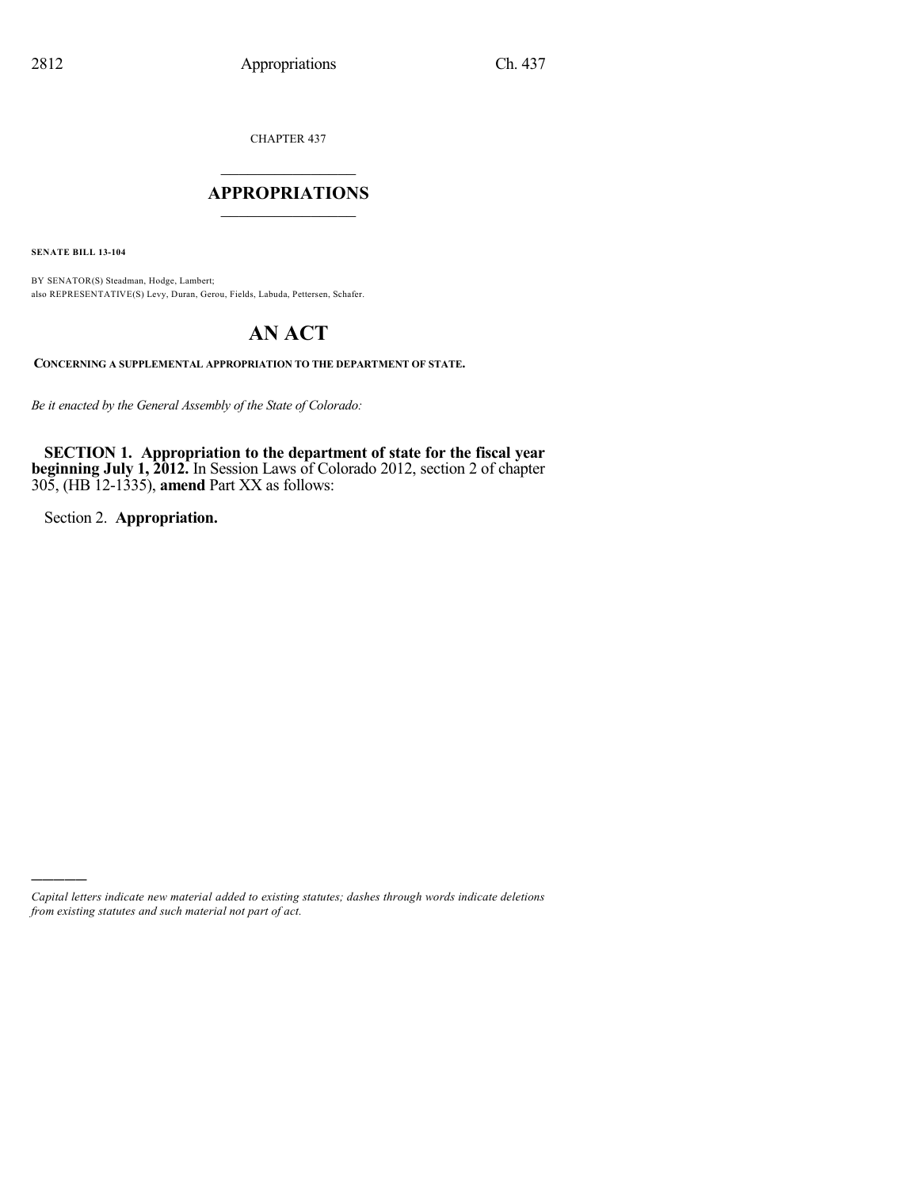CHAPTER 437

## APPROPRIATIONS

**SENATE BILL 13-104**

BY SENATOR(S) Steadman, Hodge, Lambert;
also REPRESENTATIVE(S) Levy, Duran, Gerou, Fields, Labuda, Pettersen, Schafer.

# AN ACT

**CONCERNING A SUPPLEMENTAL APPROPRIATION TO THE DEPARTMENT OF STATE.**

*Be it enacted by the General Assembly of the State of Colorado:*

**SECTION 1. Appropriation to the department of state for the fiscal year beginning July 1, 2012.** In Session Laws of Colorado 2012, section 2 of chapter 305, (HB 12-1335), **amend** Part XX as follows:

Section 2. **Appropriation.**

---

*Capital letters indicate new material added to existing statutes; dashes through words indicate deletions from existing statutes and such material not part of act.*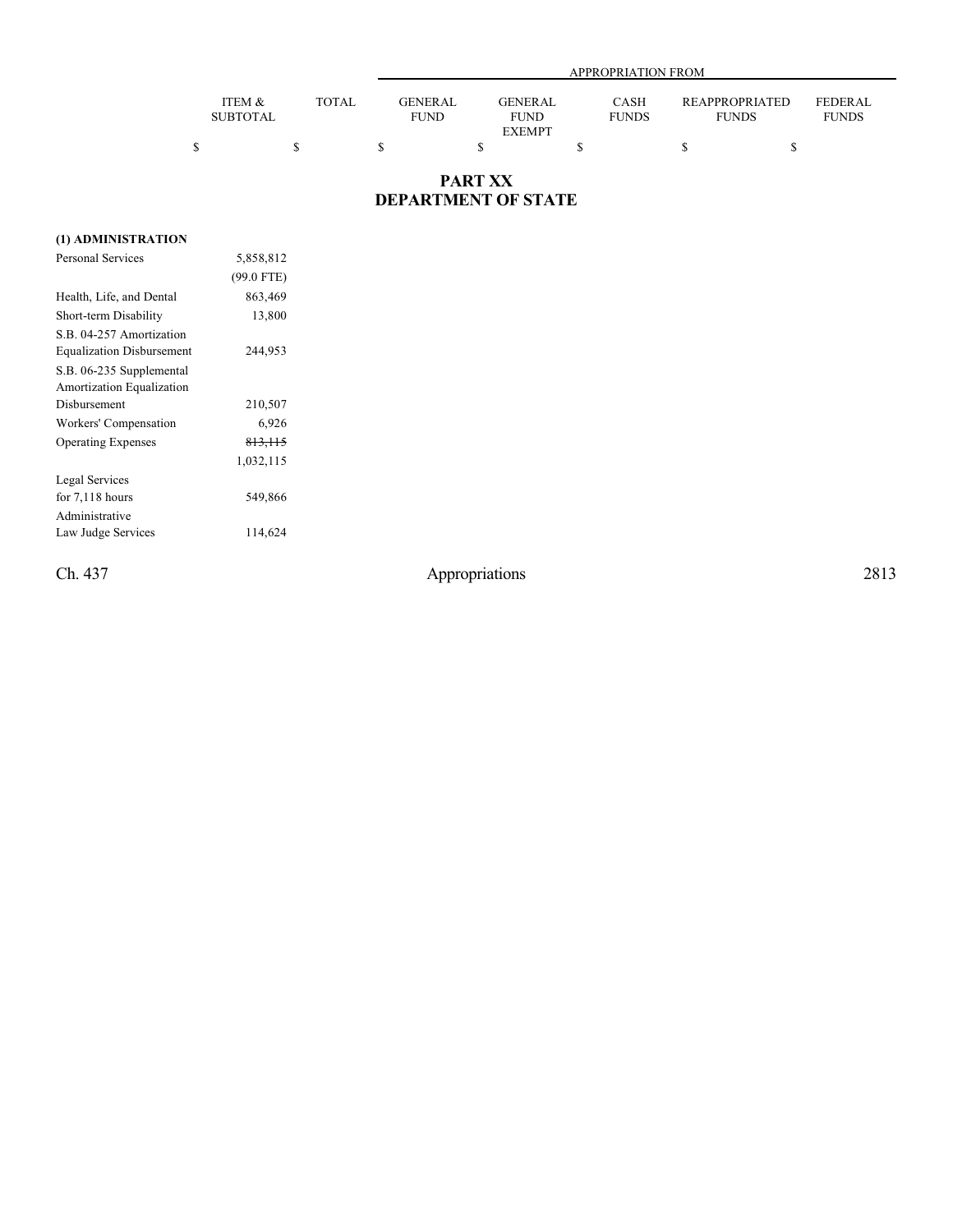| | ITEM & SUBTOTAL | TOTAL | APPROPRIATION FROM GENERAL FUND | GENERAL FUND EXEMPT | CASH FUNDS | REAPPROPRIATED FUNDS | FEDERAL FUNDS |
|---|---|---|---|---|---|---|---|
| | $ | $ | $ | $ | $ | $ | $ |

# PART XX
# DEPARTMENT OF STATE

**(1) ADMINISTRATION**

| | ITEM & SUBTOTAL | TOTAL | GENERAL FUND | GENERAL FUND EXEMPT | CASH FUNDS | REAPPROPRIATED FUNDS | FEDERAL FUNDS |
|---|---|---|---|---|---|---|---|
| Personal Services | 5,858,812 | | | | | | |
| | (99.0 FTE) | | | | | | |
| Health, Life, and Dental | 863,469 | | | | | | |
| Short-term Disability | 13,800 | | | | | | |
| S.B. 04-257 Amortization Equalization Disbursement | 244,953 | | | | | | |
| S.B. 06-235 Supplemental Amortization Equalization Disbursement | 210,507 | | | | | | |
| Workers' Compensation | 6,926 | | | | | | |
| Operating Expenses | ~~813,115~~ | | | | | | |
| | 1,032,115 | | | | | | |
| Legal Services for 7,118 hours | 549,866 | | | | | | |
| Administrative Law Judge Services | 114,624 | | | | | | |

Ch. 437 Appropriations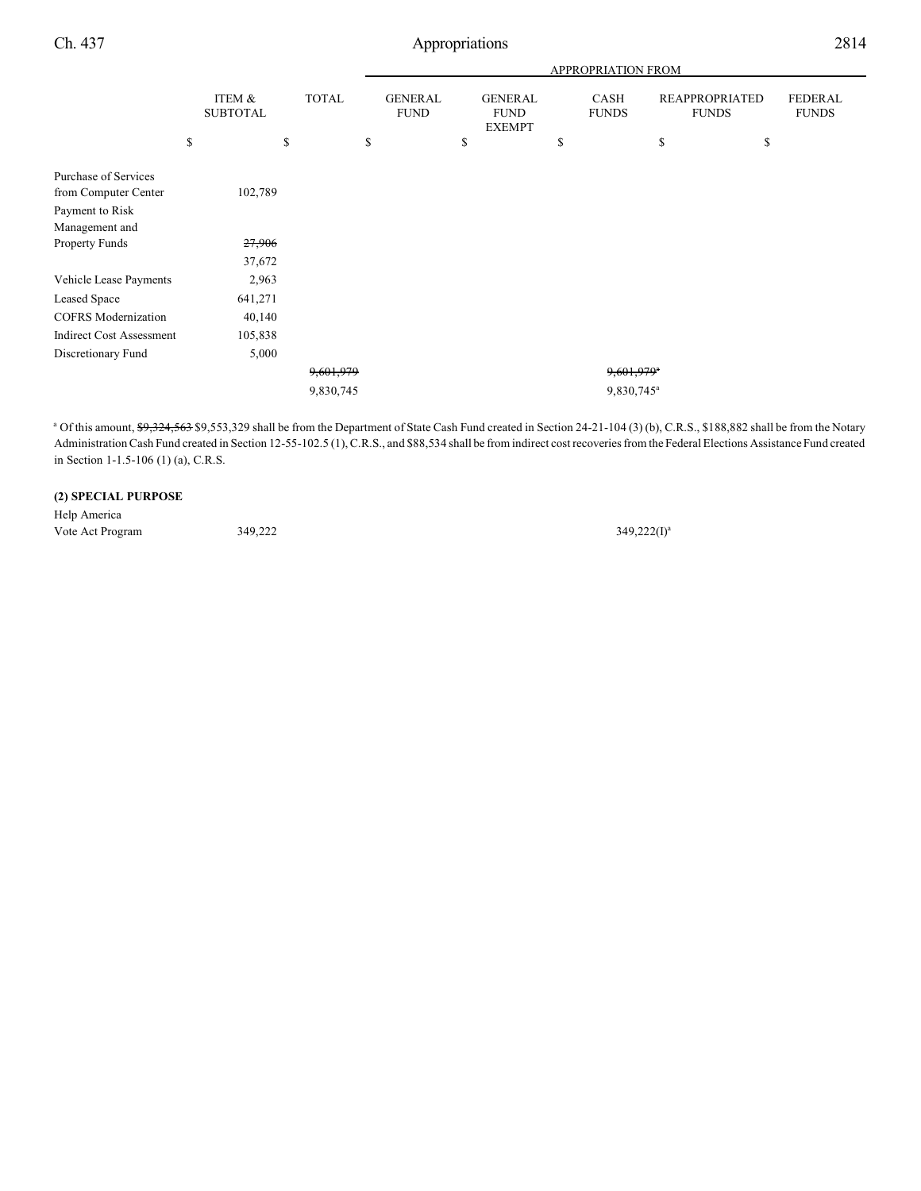| | ITEM & SUBTOTAL | TOTAL | APPROPRIATION FROM GENERAL FUND | GENERAL FUND EXEMPT | CASH FUNDS | REAPPROPRIATED FUNDS | FEDERAL FUNDS |
|---|---|---|---|---|---|---|---|
| | $ | $ | $ | $ | $ | $ | $ |
| Purchase of Services from Computer Center | 102,789 | | | | | | |
| Payment to Risk Management and Property Funds | ~~27,906~~ 37,672 | | | | | | |
| Vehicle Lease Payments | 2,963 | | | | | | |
| Leased Space | 641,271 | | | | | | |
| COFRS Modernization | 40,140 | | | | | | |
| Indirect Cost Assessment | 105,838 | | | | | | |
| Discretionary Fund | 5,000 | | | | | | |
| | | ~~9,601,979~~ | | | ~~9,601,979~~[a] | | |
| | | 9,830,745 | | | 9,830,745[a] | | |

[a] Of this amount, ~~$9,324,563~~ $9,553,329 shall be from the Department of State Cash Fund created in Section 24-21-104 (3) (b), C.R.S., $188,882 shall be from the Notary Administration Cash Fund created in Section 12-55-102.5 (1), C.R.S., and $88,534 shall be from indirect cost recoveries from the Federal Elections Assistance Fund created in Section 1-1.5-106 (1) (a), C.R.S.

**(2) SPECIAL PURPOSE**

| | ITEM & SUBTOTAL | TOTAL | GENERAL FUND | GENERAL FUND EXEMPT | CASH FUNDS | REAPPROPRIATED FUNDS | FEDERAL FUNDS |
|---|---|---|---|---|---|---|---|
| Help America Vote Act Program | 349,222 | | | | 349,222(I)[a] | | |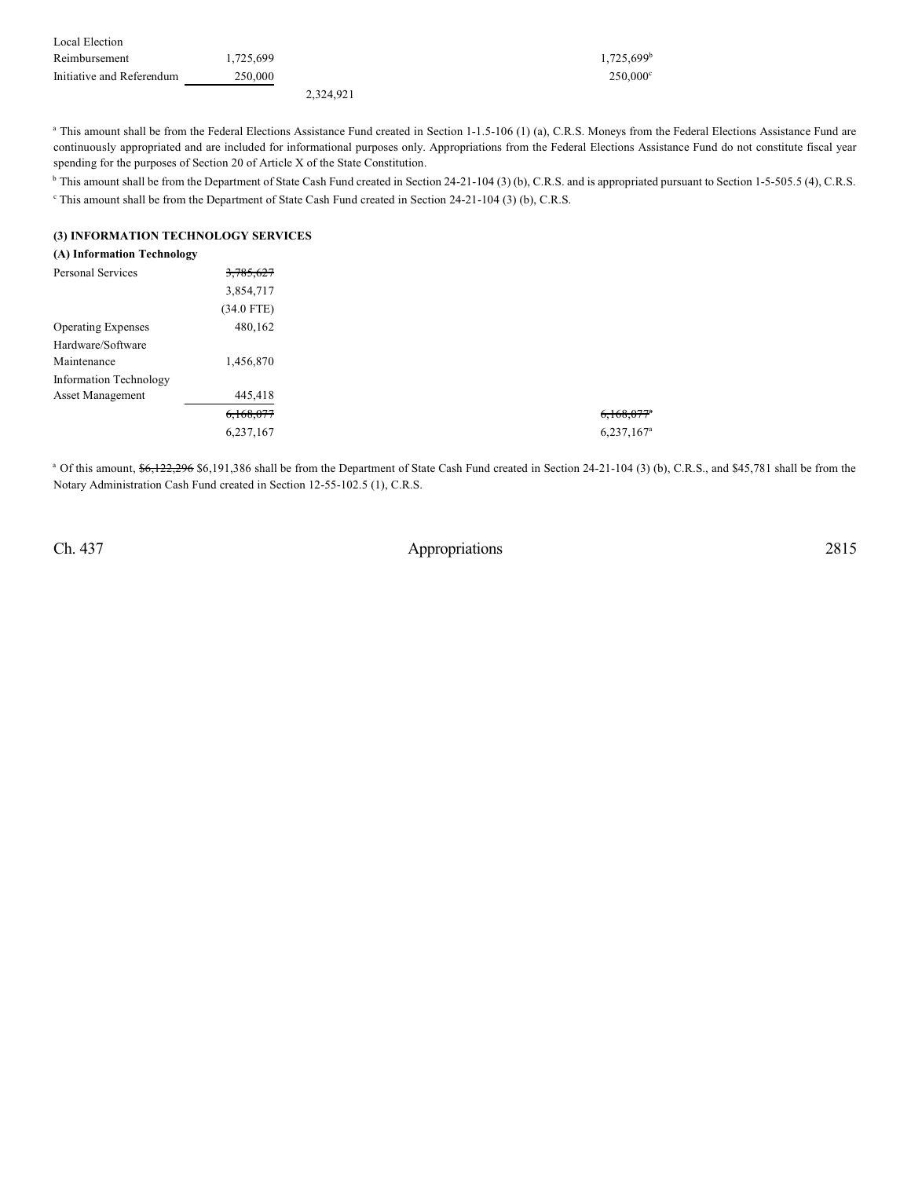| | | | |
|---|---|---|---|
| Local Election Reimbursement | 1,725,699 | | 1,725,699[b] |
| Initiative and Referendum | 250,000 | | 250,000[c] |
| | | 2,324,921 | |

[a] This amount shall be from the Federal Elections Assistance Fund created in Section 1-1.5-106 (1) (a), C.R.S. Moneys from the Federal Elections Assistance Fund are continuously appropriated and are included for informational purposes only. Appropriations from the Federal Elections Assistance Fund do not constitute fiscal year spending for the purposes of Section 20 of Article X of the State Constitution.

[b] This amount shall be from the Department of State Cash Fund created in Section 24-21-104 (3) (b), C.R.S. and is appropriated pursuant to Section 1-5-505.5 (4), C.R.S.

[c] This amount shall be from the Department of State Cash Fund created in Section 24-21-104 (3) (b), C.R.S.

**(3) INFORMATION TECHNOLOGY SERVICES**

**(A) Information Technology**

| | | | |
|---|---|---|---|
| Personal Services | ~~3,785,627~~ | | |
| | 3,854,717 | | |
| | (34.0 FTE) | | |
| Operating Expenses | 480,162 | | |
| Hardware/Software Maintenance | 1,456,870 | | |
| Information Technology Asset Management | 445,418 | | |
| | ~~6,168,077~~ | | ~~6,168,077~~[a] |
| | 6,237,167 | | 6,237,167[a] |

[a] Of this amount, ~~$6,122,296~~ $6,191,386 shall be from the Department of State Cash Fund created in Section 24-21-104 (3) (b), C.R.S., and $45,781 shall be from the Notary Administration Cash Fund created in Section 12-55-102.5 (1), C.R.S.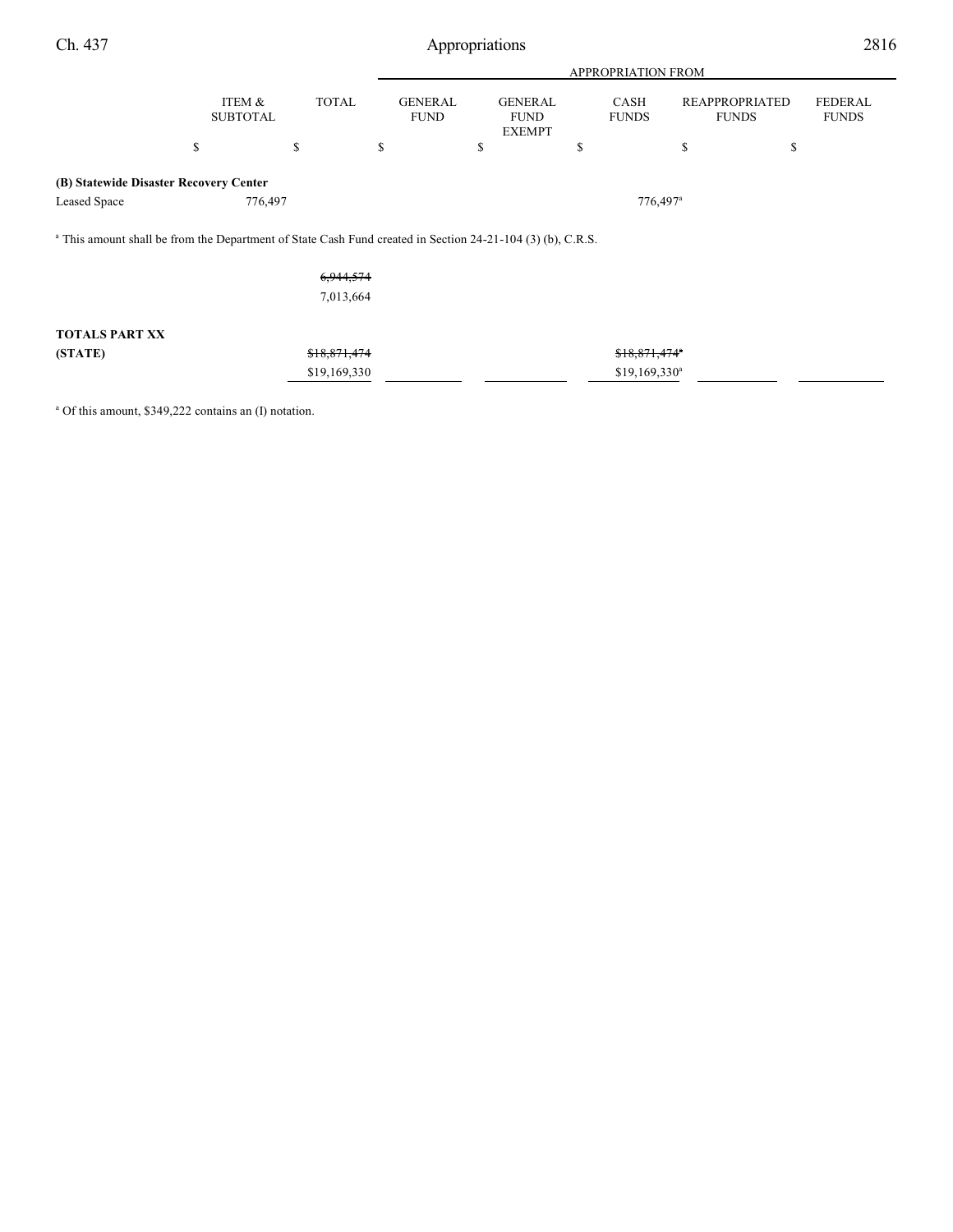| | ITEM & SUBTOTAL | TOTAL | GENERAL FUND | GENERAL FUND EXEMPT | CASH FUNDS | REAPPROPRIATED FUNDS | FEDERAL FUNDS |
|---|---|---|---|---|---|---|---|
| | | | APPROPRIATION FROM | | | | |
| | $ | $ | $ | $ | $ | $ | $ |
| **(B) Statewide Disaster Recovery Center** | | | | | | | |
| Leased Space | 776,497 | | | | 776,497[a] | | |

[a] This amount shall be from the Department of State Cash Fund created in Section 24-21-104 (3) (b), C.R.S.

| | ITEM & SUBTOTAL | TOTAL | GENERAL FUND | GENERAL FUND EXEMPT | CASH FUNDS | REAPPROPRIATED FUNDS | FEDERAL FUNDS |
|---|---|---|---|---|---|---|---|
| | | ~~6,944,574~~ 7,013,664 | | | | | |
| **TOTALS PART XX** | | | | | | | |
| **(STATE)** | | ~~$18,871,474~~ $19,169,330 | | | ~~$18,871,474~~[a] $19,169,330[a] | | |

[a] Of this amount, $349,222 contains an (I) notation.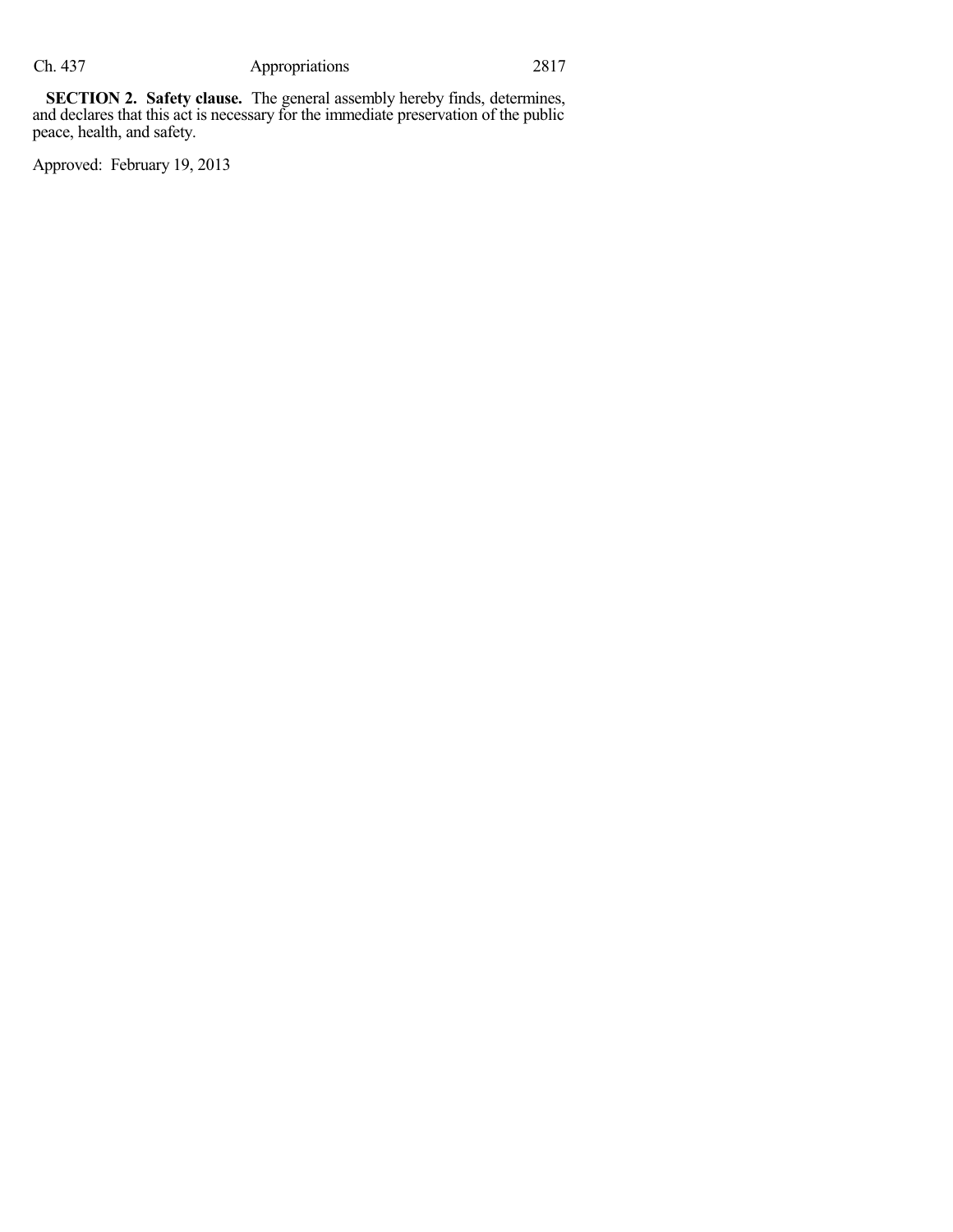**SECTION 2. Safety clause.** The general assembly hereby finds, determines, and declares that this act is necessary for the immediate preservation of the public peace, health, and safety.

Approved: February 19, 2013